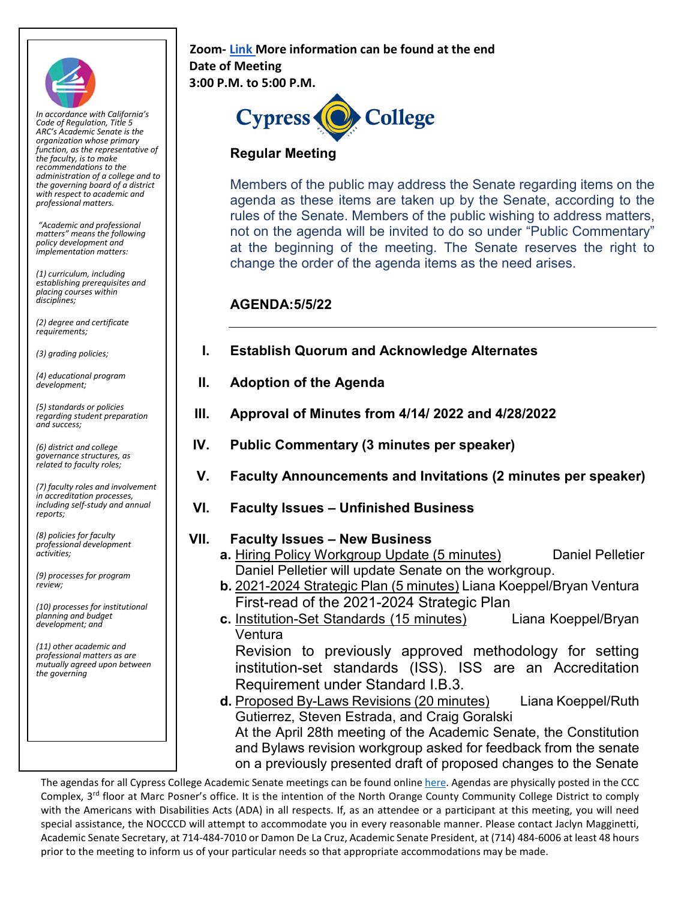*In accordance with California's Code of Regulation, Title 5 ARC's Academic Senate is the organization whose primary function, as the representative of the faculty, is to make recommendations to the administration of a college and to the governing board of a district with respect to academic and professional matters.*

*"Academic and professional matters" means the following policy development and implementation matters:*

*(1) curriculum, including establishing prerequisites and placing courses within disciplines;*

*(2) degree and certificate requirements;*

*(3) grading policies;*

*(4) educational program development;*

*(5) standards or policies regarding student preparation and success;*

*(6) district and college governance structures, as related to faculty roles;*

*(7) faculty roles and involvement in accreditation processes, including self-study and annual reports;*

*(8) policies for faculty professional development activities;*

*(9) processes for program review;*

*(10) processes for institutional planning and budget development; and*

*(11) other academic and professional matters as are mutually agreed upon between the governing*

**Zoom- [Link](Link) More information can be found at the end**
**Date of Meeting**
**3:00 P.M. to 5:00 P.M.**

Cypress College

**Regular Meeting**

Members of the public may address the Senate regarding items on the agenda as these items are taken up by the Senate, according to the rules of the Senate. Members of the public wishing to address matters, not on the agenda will be invited to do so under "Public Commentary" at the beginning of the meeting. The Senate reserves the right to change the order of the agenda items as the need arises.

## AGENDA:5/5/22

---

**I. Establish Quorum and Acknowledge Alternates**

**II. Adoption of the Agenda**

**III. Approval of Minutes from 4/14/ 2022 and 4/28/2022**

**IV. Public Commentary (3 minutes per speaker)**

**V. Faculty Announcements and Invitations (2 minutes per speaker)**

**VI. Faculty Issues – Unfinished Business**

**VII. Faculty Issues – New Business**

**a.** Hiring Policy Workgroup Update (5 minutes) — Daniel Pelletier
Daniel Pelletier will update Senate on the workgroup.

**b.** 2021-2024 Strategic Plan (5 minutes) — Liana Koeppel/Bryan Ventura
First-read of the 2021-2024 Strategic Plan

**c.** Institution-Set Standards (15 minutes) — Liana Koeppel/Bryan Ventura
Revision to previously approved methodology for setting institution-set standards (ISS). ISS are an Accreditation Requirement under Standard I.B.3.

**d.** Proposed By-Laws Revisions (20 minutes) — Liana Koeppel/Ruth Gutierrez, Steven Estrada, and Craig Goralski
At the April 28th meeting of the Academic Senate, the Constitution and Bylaws revision workgroup asked for feedback from the senate on a previously presented draft of proposed changes to the Senate

The agendas for all Cypress College Academic Senate meetings can be found online [here](here). Agendas are physically posted in the CCC Complex, 3rd floor at Marc Posner's office. It is the intention of the North Orange County Community College District to comply with the Americans with Disabilities Acts (ADA) in all respects. If, as an attendee or a participant at this meeting, you will need special assistance, the NOCCCD will attempt to accommodate you in every reasonable manner. Please contact Jaclyn Magginetti, Academic Senate Secretary, at 714-484-7010 or Damon De La Cruz, Academic Senate President, at (714) 484-6006 at least 48 hours prior to the meeting to inform us of your particular needs so that appropriate accommodations may be made.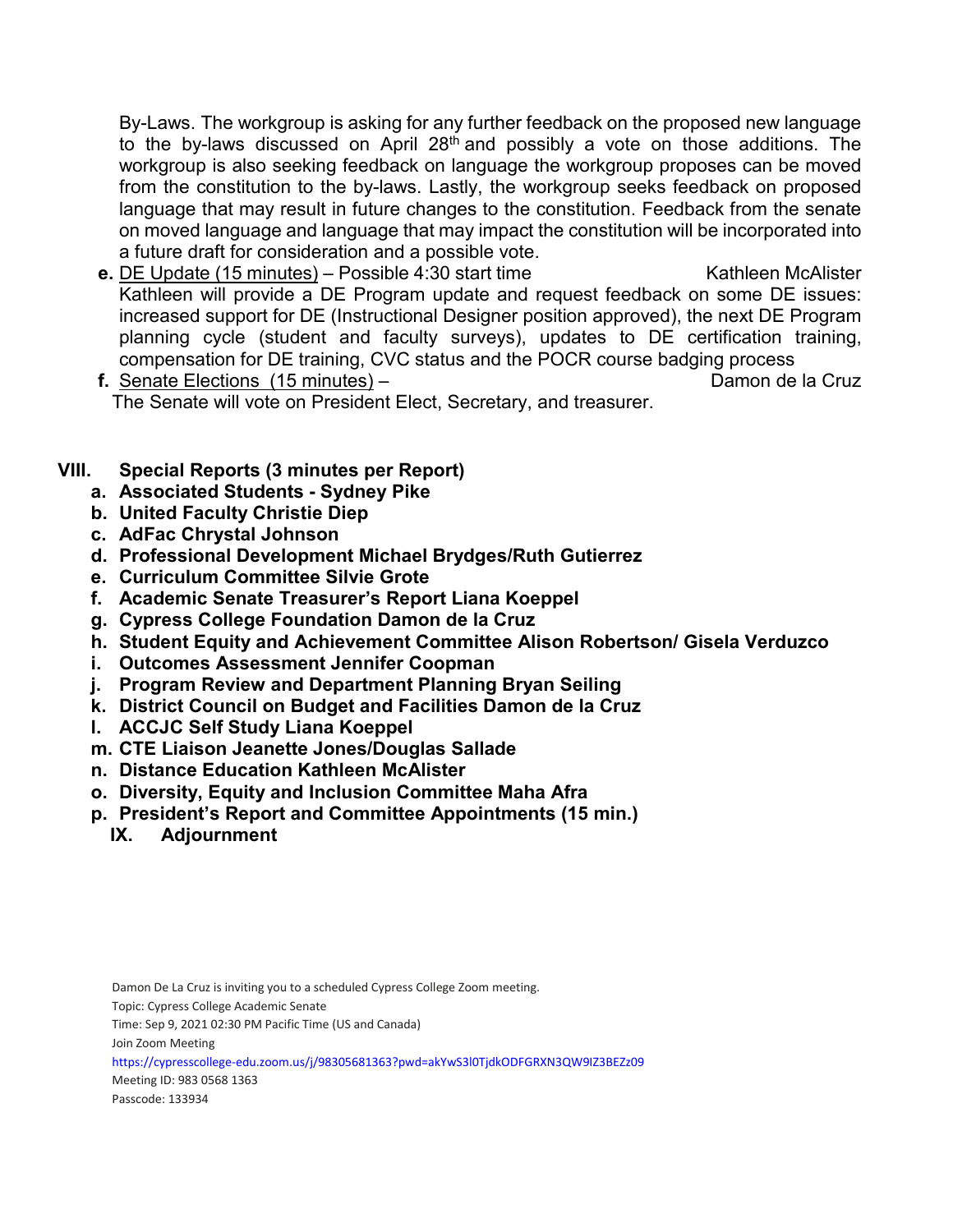By-Laws. The workgroup is asking for any further feedback on the proposed new language to the by-laws discussed on April 28th and possibly a vote on those additions. The workgroup is also seeking feedback on language the workgroup proposes can be moved from the constitution to the by-laws. Lastly, the workgroup seeks feedback on proposed language that may result in future changes to the constitution. Feedback from the senate on moved language and language that may impact the constitution will be incorporated into a future draft for consideration and a possible vote.

**e.** DE Update (15 minutes) – Possible 4:30 start time — Kathleen McAlister
Kathleen will provide a DE Program update and request feedback on some DE issues: increased support for DE (Instructional Designer position approved), the next DE Program planning cycle (student and faculty surveys), updates to DE certification training, compensation for DE training, CVC status and the POCR course badging process

**f.** Senate Elections (15 minutes) – — Damon de la Cruz
The Senate will vote on President Elect, Secretary, and treasurer.

**VIII. Special Reports (3 minutes per Report)**

- **a. Associated Students - Sydney Pike**
- **b. United Faculty Christie Diep**
- **c. AdFac Chrystal Johnson**
- **d. Professional Development Michael Brydges/Ruth Gutierrez**
- **e. Curriculum Committee Silvie Grote**
- **f. Academic Senate Treasurer's Report Liana Koeppel**
- **g. Cypress College Foundation Damon de la Cruz**
- **h. Student Equity and Achievement Committee Alison Robertson/ Gisela Verduzco**
- **i. Outcomes Assessment Jennifer Coopman**
- **j. Program Review and Department Planning Bryan Seiling**
- **k. District Council on Budget and Facilities Damon de la Cruz**
- **l. ACCJC Self Study Liana Koeppel**
- **m. CTE Liaison Jeanette Jones/Douglas Sallade**
- **n. Distance Education Kathleen McAlister**
- **o. Diversity, Equity and Inclusion Committee Maha Afra**
- **p. President's Report and Committee Appointments (15 min.)**

**IX. Adjournment**

Damon De La Cruz is inviting you to a scheduled Cypress College Zoom meeting.

Topic: Cypress College Academic Senate

Time: Sep 9, 2021 02:30 PM Pacific Time (US and Canada)

Join Zoom Meeting

https://cypresscollege-edu.zoom.us/j/98305681363?pwd=akYwS3l0TjdkODFGRXN3QW9lZ3BEZz09

Meeting ID: 983 0568 1363

Passcode: 133934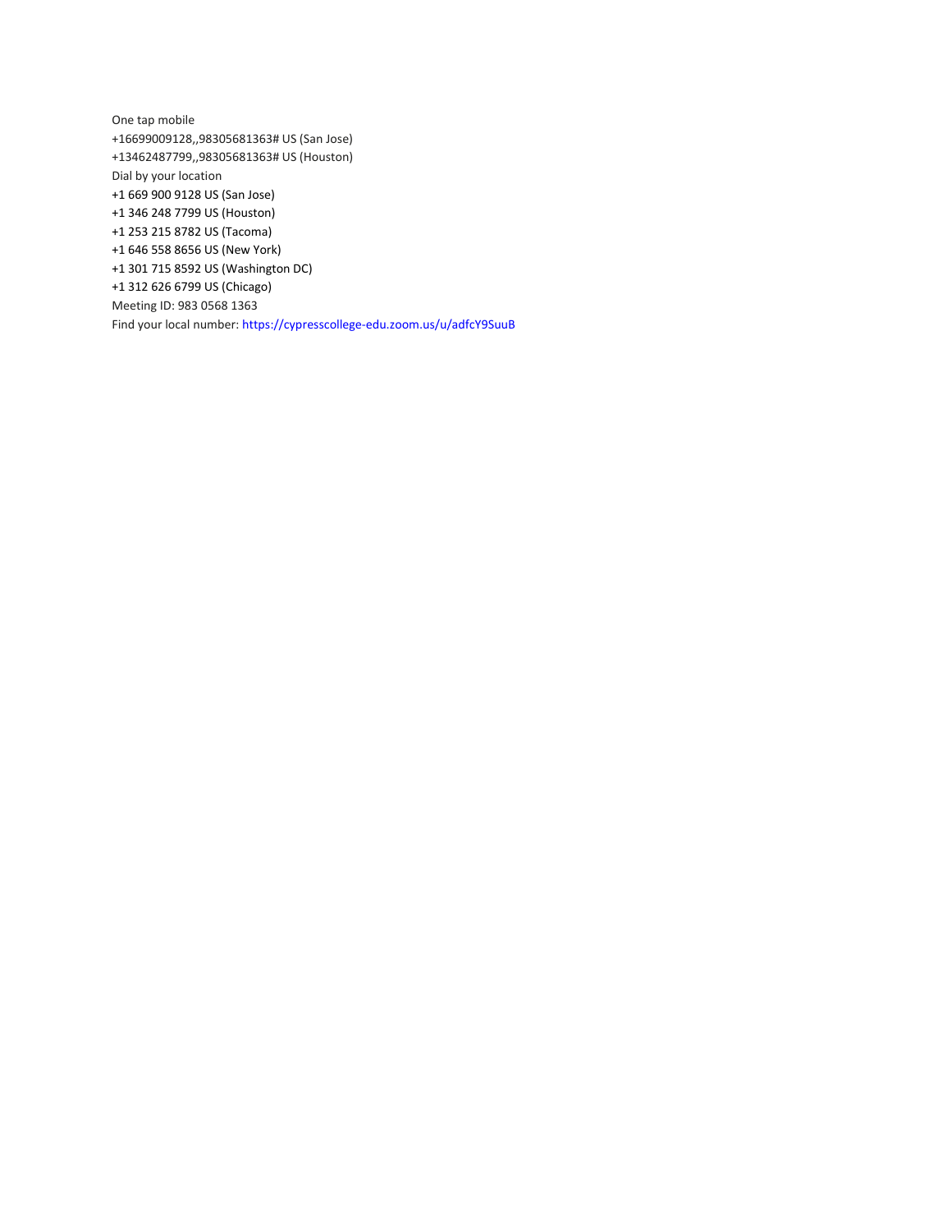One tap mobile
+16699009128,,98305681363# US (San Jose)
+13462487799,,98305681363# US (Houston)
Dial by your location
+1 669 900 9128 US (San Jose)
+1 346 248 7799 US (Houston)
+1 253 215 8782 US (Tacoma)
+1 646 558 8656 US (New York)
+1 301 715 8592 US (Washington DC)
+1 312 626 6799 US (Chicago)
Meeting ID: 983 0568 1363
Find your local number: https://cypresscollege-edu.zoom.us/u/adfcY9SuuB